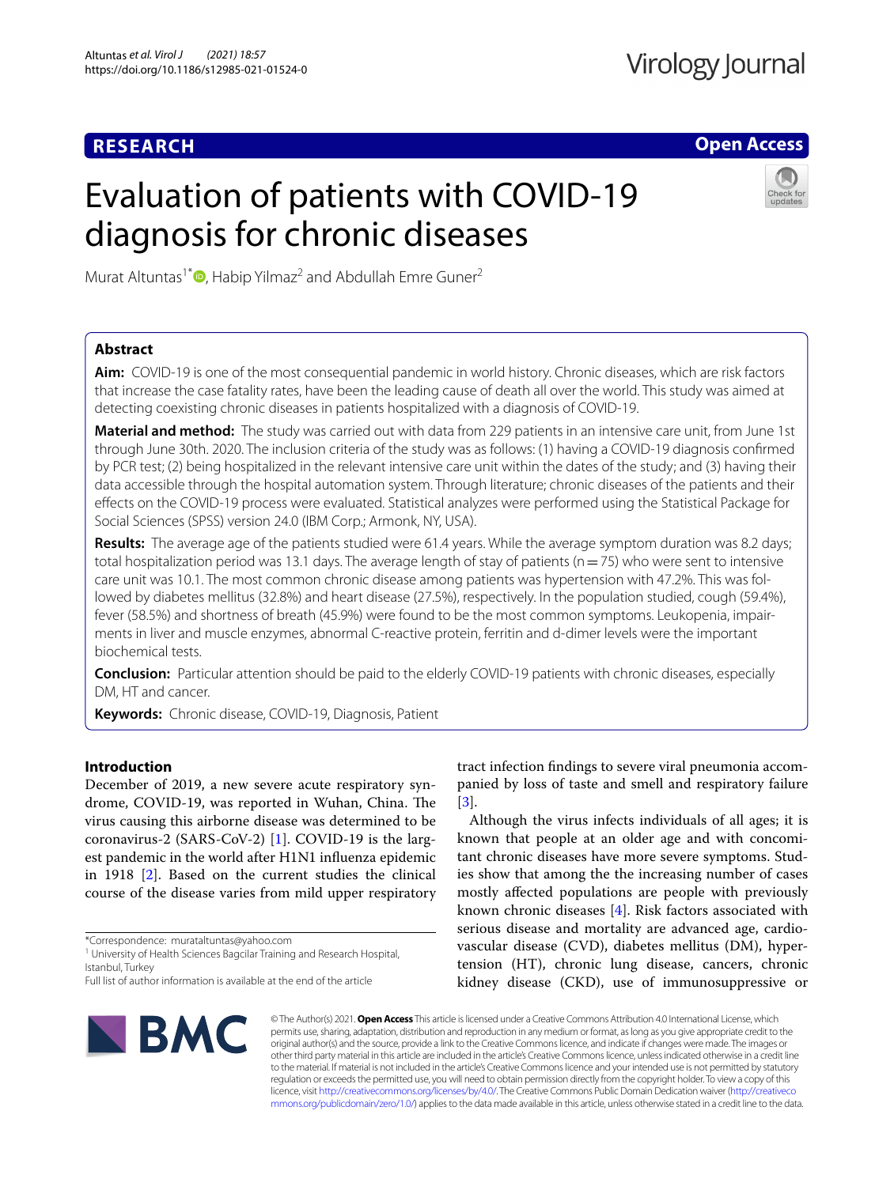# RESEARCH

# Evaluation of patients with COVID-19 diagnosis for chronic diseases

Murat Altuntas[1*], Habip Yilmaz[2] and Abdullah Emre Guner[2]

## Abstract

**Aim:** COVID-19 is one of the most consequential pandemic in world history. Chronic diseases, which are risk factors that increase the case fatality rates, have been the leading cause of death all over the world. This study was aimed at detecting coexisting chronic diseases in patients hospitalized with a diagnosis of COVID-19.

**Material and method:** The study was carried out with data from 229 patients in an intensive care unit, from June 1st through June 30th. 2020. The inclusion criteria of the study was as follows: (1) having a COVID-19 diagnosis confirmed by PCR test; (2) being hospitalized in the relevant intensive care unit within the dates of the study; and (3) having their data accessible through the hospital automation system. Through literature; chronic diseases of the patients and their effects on the COVID-19 process were evaluated. Statistical analyzes were performed using the Statistical Package for Social Sciences (SPSS) version 24.0 (IBM Corp.; Armonk, NY, USA).

**Results:** The average age of the patients studied were 61.4 years. While the average symptom duration was 8.2 days; total hospitalization period was 13.1 days. The average length of stay of patients (n = 75) who were sent to intensive care unit was 10.1. The most common chronic disease among patients was hypertension with 47.2%. This was followed by diabetes mellitus (32.8%) and heart disease (27.5%), respectively. In the population studied, cough (59.4%), fever (58.5%) and shortness of breath (45.9%) were found to be the most common symptoms. Leukopenia, impairments in liver and muscle enzymes, abnormal C-reactive protein, ferritin and d-dimer levels were the important biochemical tests.

**Conclusion:** Particular attention should be paid to the elderly COVID-19 patients with chronic diseases, especially DM, HT and cancer.

**Keywords:** Chronic disease, COVID-19, Diagnosis, Patient

## Introduction

December of 2019, a new severe acute respiratory syndrome, COVID-19, was reported in Wuhan, China. The virus causing this airborne disease was determined to be coronavirus-2 (SARS-CoV-2) [1]. COVID-19 is the largest pandemic in the world after H1N1 influenza epidemic in 1918 [2]. Based on the current studies the clinical course of the disease varies from mild upper respiratory tract infection findings to severe viral pneumonia accompanied by loss of taste and smell and respiratory failure [3].

Although the virus infects individuals of all ages; it is known that people at an older age and with concomitant chronic diseases have more severe symptoms. Studies show that among the the increasing number of cases mostly affected populations are people with previously known chronic diseases [4]. Risk factors associated with serious disease and mortality are advanced age, cardiovascular disease (CVD), diabetes mellitus (DM), hypertension (HT), chronic lung disease, cancers, chronic kidney disease (CKD), use of immunosuppressive or

*Correspondence: murataltuntas@yahoo.com
[1] University of Health Sciences Bagcilar Training and Research Hospital, Istanbul, Turkey
Full list of author information is available at the end of the article

© The Author(s) 2021. **Open Access** This article is licensed under a Creative Commons Attribution 4.0 International License, which permits use, sharing, adaptation, distribution and reproduction in any medium or format, as long as you give appropriate credit to the original author(s) and the source, provide a link to the Creative Commons licence, and indicate if changes were made. The images or other third party material in this article are included in the article's Creative Commons licence, unless indicated otherwise in a credit line to the material. If material is not included in the article's Creative Commons licence and your intended use is not permitted by statutory regulation or exceeds the permitted use, you will need to obtain permission directly from the copyright holder. To view a copy of this licence, visit http://creativecommons.org/licenses/by/4.0/. The Creative Commons Public Domain Dedication waiver (http://creativecommons.org/publicdomain/zero/1.0/) applies to the data made available in this article, unless otherwise stated in a credit line to the data.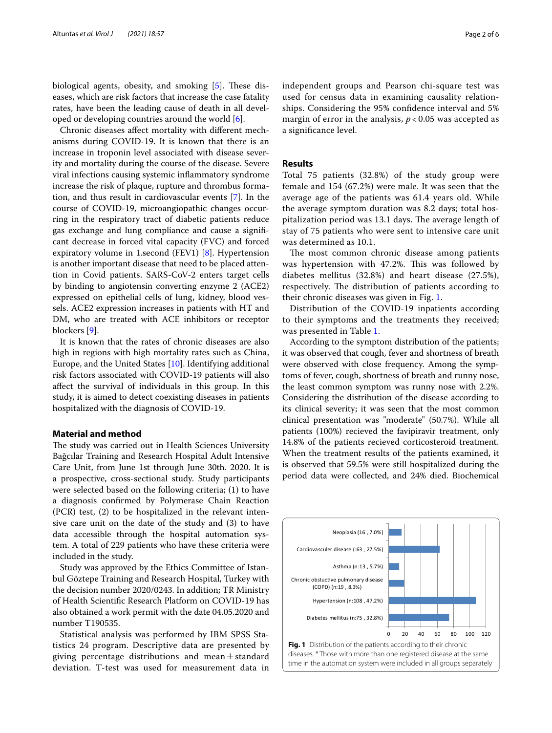biological agents, obesity, and smoking [5]. These diseases, which are risk factors that increase the case fatality rates, have been the leading cause of death in all developed or developing countries around the world [6].

Chronic diseases affect mortality with different mechanisms during COVID-19. It is known that there is an increase in troponin level associated with disease severity and mortality during the course of the disease. Severe viral infections causing systemic inflammatory syndrome increase the risk of plaque, rupture and thrombus formation, and thus result in cardiovascular events [7]. In the course of COVID-19, microangiopathic changes occurring in the respiratory tract of diabetic patients reduce gas exchange and lung compliance and cause a significant decrease in forced vital capacity (FVC) and forced expiratory volume in 1.second (FEV1) [8]. Hypertension is another important disease that need to be placed attention in Covid patients. SARS-CoV-2 enters target cells by binding to angiotensin converting enzyme 2 (ACE2) expressed on epithelial cells of lung, kidney, blood vessels. ACE2 expression increases in patients with HT and DM, who are treated with ACE inhibitors or receptor blockers [9].

It is known that the rates of chronic diseases are also high in regions with high mortality rates such as China, Europe, and the United States [10]. Identifying additional risk factors associated with COVID-19 patients will also affect the survival of individuals in this group. In this study, it is aimed to detect coexisting diseases in patients hospitalized with the diagnosis of COVID-19.

## Material and method

The study was carried out in Health Sciences University Bağcılar Training and Research Hospital Adult Intensive Care Unit, from June 1st through June 30th. 2020. It is a prospective, cross-sectional study. Study participants were selected based on the following criteria; (1) to have a diagnosis confirmed by Polymerase Chain Reaction (PCR) test, (2) to be hospitalized in the relevant intensive care unit on the date of the study and (3) to have data accessible through the hospital automation system. A total of 229 patients who have these criteria were included in the study.

Study was approved by the Ethics Committee of Istanbul Göztepe Training and Research Hospital, Turkey with the decision number 2020/0243. In addition; TR Ministry of Health Scientific Research Platform on COVID-19 has also obtained a work permit with the date 04.05.2020 and number T190535.

Statistical analysis was performed by IBM SPSS Statistics 24 program. Descriptive data are presented by giving percentage distributions and mean ± standard deviation. T-test was used for measurement data in independent groups and Pearson chi-square test was used for census data in examining causality relationships. Considering the 95% confidence interval and 5% margin of error in the analysis, $p < 0.05$ was accepted as a significance level.

## Results

Total 75 patients (32.8%) of the study group were female and 154 (67.2%) were male. It was seen that the average age of the patients was 61.4 years old. While the average symptom duration was 8.2 days; total hospitalization period was 13.1 days. The average length of stay of 75 patients who were sent to intensive care unit was determined as 10.1.

The most common chronic disease among patients was hypertension with 47.2%. This was followed by diabetes mellitus (32.8%) and heart disease (27.5%), respectively. The distribution of patients according to their chronic diseases was given in Fig. 1.

Distribution of the COVID-19 inpatients according to their symptoms and the treatments they received; was presented in Table 1.

According to the symptom distribution of the patients; it was observed that cough, fever and shortness of breath were observed with close frequency. Among the symptoms of fever, cough, shortness of breath and runny nose, the least common symptom was runny nose with 2.2%. Considering the distribution of the disease according to its clinical severity; it was seen that the most common clinical presentation was "moderate" (50.7%). While all patients (100%) recieved the favipiravir treatment, only 14.8% of the patients recieved corticosteroid treatment. When the treatment results of the patients examined, it is observed that 59.5% were still hospitalized during the period data were collected, and 24% died. Biochemical

| Chronic disease | n |
|---|---|
| Neoplasia (16 , 7.0%) | 16 |
| Cardiovasculer disease (:63 , 27.5%) | 63 |
| Asthma (n:13 , 5.7%) | 13 |
| Chronic obstuctive pulmonary disease (COPD) (n:19 , 8.3%) | 19 |
| Hypertension (n:108 , 47.2%) | 108 |
| Diabetes mellitus (n:75 , 32.8%) | 75 |

**Fig. 1** Distribution of the patients according to their chronic diseases. * Those with more than one registered disease at the same time in the automation system were included in all groups separately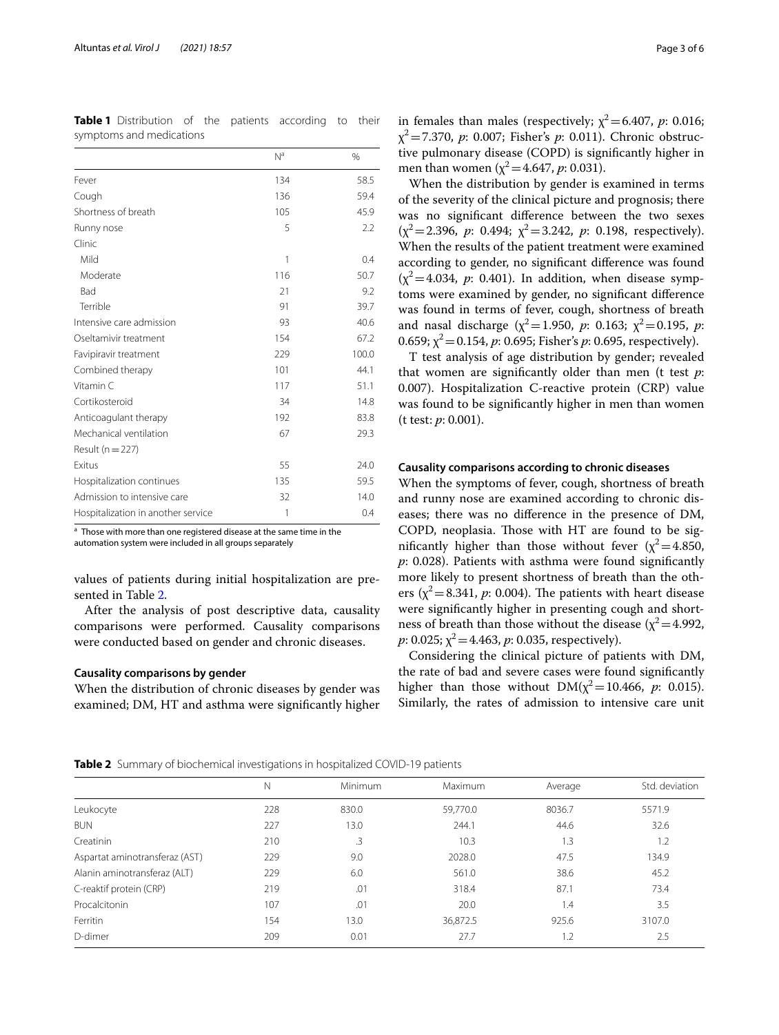**Table 1** Distribution of the patients according to their symptoms and medications

| | N[a] | % |
|---|---|---|
| Fever | 134 | 58.5 |
| Cough | 136 | 59.4 |
| Shortness of breath | 105 | 45.9 |
| Runny nose | 5 | 2.2 |
| Clinic | | |
| Mild | 1 | 0.4 |
| Moderate | 116 | 50.7 |
| Bad | 21 | 9.2 |
| Terrible | 91 | 39.7 |
| Intensive care admission | 93 | 40.6 |
| Oseltamivir treatment | 154 | 67.2 |
| Favipiravir treatment | 229 | 100.0 |
| Combined therapy | 101 | 44.1 |
| Vitamin C | 117 | 51.1 |
| Cortikosteroid | 34 | 14.8 |
| Anticoagulant therapy | 192 | 83.8 |
| Mechanical ventilation | 67 | 29.3 |
| Result (n = 227) | | |
| Exitus | 55 | 24.0 |
| Hospitalization continues | 135 | 59.5 |
| Admission to intensive care | 32 | 14.0 |
| Hospitalization in another service | 1 | 0.4 |

[a] Those with more than one registered disease at the same time in the automation system were included in all groups separately

values of patients during initial hospitalization are presented in Table 2.

After the analysis of post descriptive data, causality comparisons were performed. Causality comparisons were conducted based on gender and chronic diseases.

### Causality comparisons by gender

When the distribution of chronic diseases by gender was examined; DM, HT and asthma were significantly higher in females than males (respectively; $\chi^2 = 6.407$, *p*: 0.016; $\chi^2 = 7.370$, *p*: 0.007; Fisher's *p*: 0.011). Chronic obstructive pulmonary disease (COPD) is significantly higher in men than women ($\chi^2 = 4.647$, *p*: 0.031).

When the distribution by gender is examined in terms of the severity of the clinical picture and prognosis; there was no significant difference between the two sexes ($\chi^2 = 2.396$, *p*: 0.494; $\chi^2 = 3.242$, *p*: 0.198, respectively). When the results of the patient treatment were examined according to gender, no significant difference was found ($\chi^2 = 4.034$, *p*: 0.401). In addition, when disease symptoms were examined by gender, no significant difference was found in terms of fever, cough, shortness of breath and nasal discharge ($\chi^2 = 1.950$, *p*: 0.163; $\chi^2 = 0.195$, *p*: 0.659; $\chi^2 = 0.154$, *p*: 0.695; Fisher's *p*: 0.695, respectively).

T test analysis of age distribution by gender; revealed that women are significantly older than men (t test *p*: 0.007). Hospitalization C-reactive protein (CRP) value was found to be significantly higher in men than women (t test: *p*: 0.001).

### Causality comparisons according to chronic diseases

When the symptoms of fever, cough, shortness of breath and runny nose are examined according to chronic diseases; there was no difference in the presence of DM, COPD, neoplasia. Those with HT are found to be significantly higher than those without fever ($\chi^2 = 4.850$, *p*: 0.028). Patients with asthma were found significantly more likely to present shortness of breath than the others ($\chi^2 = 8.341$, *p*: 0.004). The patients with heart disease were significantly higher in presenting cough and shortness of breath than those without the disease ($\chi^2 = 4.992$, *p*: 0.025; $\chi^2 = 4.463$, *p*: 0.035, respectively).

Considering the clinical picture of patients with DM, the rate of bad and severe cases were found significantly higher than those without DM($\chi^2 = 10.466$, *p*: 0.015). Similarly, the rates of admission to intensive care unit

**Table 2** Summary of biochemical investigations in hospitalized COVID-19 patients

| | N | Minimum | Maximum | Average | Std. deviation |
|---|---|---|---|---|---|
| Leukocyte | 228 | 830.0 | 59,770.0 | 8036.7 | 5571.9 |
| BUN | 227 | 13.0 | 244.1 | 44.6 | 32.6 |
| Creatinin | 210 | .3 | 10.3 | 1.3 | 1.2 |
| Aspartat aminotransferaz (AST) | 229 | 9.0 | 2028.0 | 47.5 | 134.9 |
| Alanin aminotransferaz (ALT) | 229 | 6.0 | 561.0 | 38.6 | 45.2 |
| C-reaktif protein (CRP) | 219 | .01 | 318.4 | 87.1 | 73.4 |
| Procalcitonin | 107 | .01 | 20.0 | 1.4 | 3.5 |
| Ferritin | 154 | 13.0 | 36,872.5 | 925.6 | 3107.0 |
| D-dimer | 209 | 0.01 | 27.7 | 1.2 | 2.5 |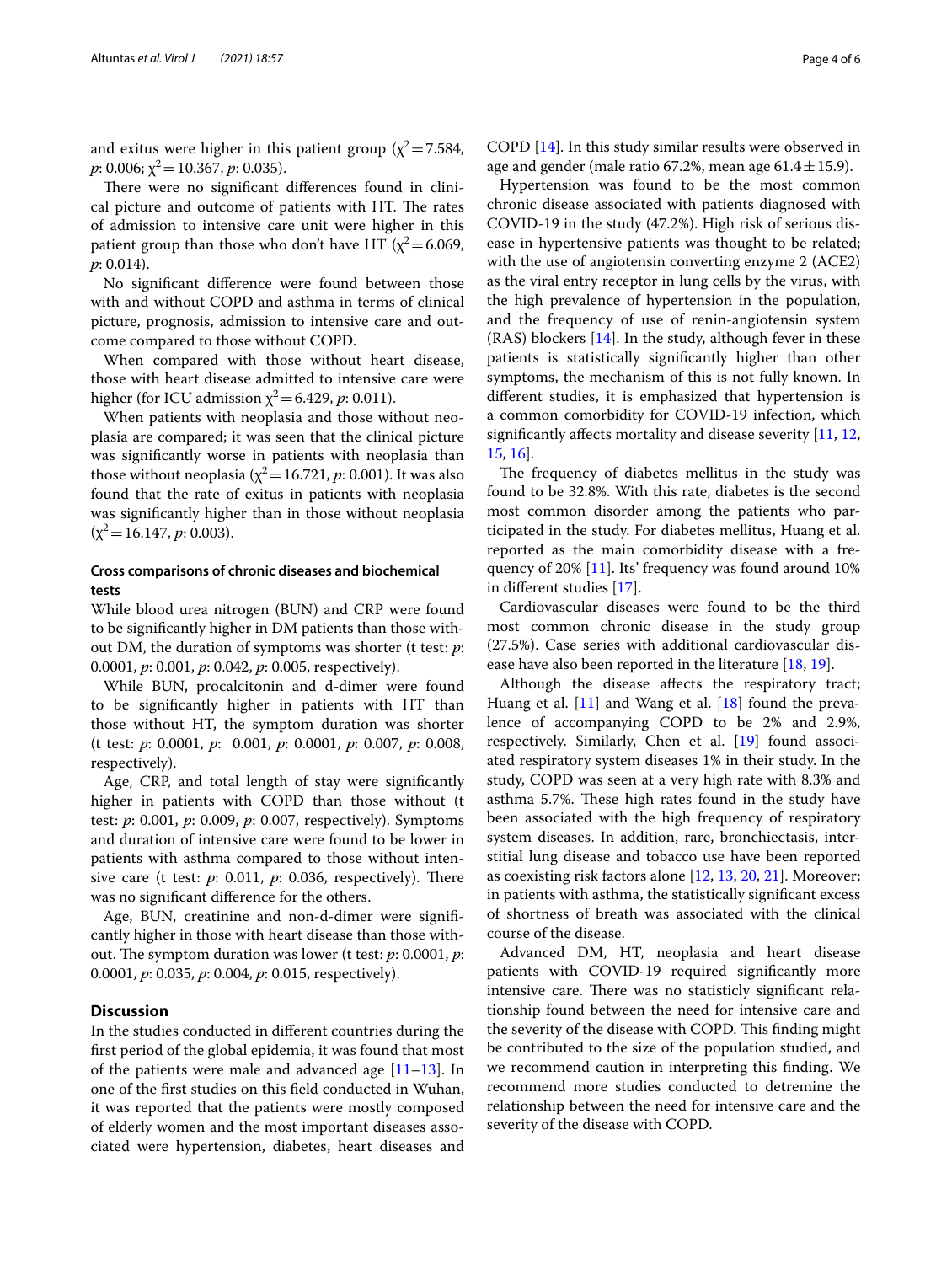and exitus were higher in this patient group ($\chi^2 = 7.584$, $p$: 0.006; $\chi^2 = 10.367$, $p$: 0.035).

There were no significant differences found in clinical picture and outcome of patients with HT. The rates of admission to intensive care unit were higher in this patient group than those who don't have HT ($\chi^2 = 6.069$, $p$: 0.014).

No significant difference were found between those with and without COPD and asthma in terms of clinical picture, prognosis, admission to intensive care and outcome compared to those without COPD.

When compared with those without heart disease, those with heart disease admitted to intensive care were higher (for ICU admission $\chi^2 = 6.429$, $p$: 0.011).

When patients with neoplasia and those without neoplasia are compared; it was seen that the clinical picture was significantly worse in patients with neoplasia than those without neoplasia ($\chi^2 = 16.721$, $p$: 0.001). It was also found that the rate of exitus in patients with neoplasia was significantly higher than in those without neoplasia ($\chi^2 = 16.147$, $p$: 0.003).

### Cross comparisons of chronic diseases and biochemical tests

While blood urea nitrogen (BUN) and CRP were found to be significantly higher in DM patients than those without DM, the duration of symptoms was shorter (t test: $p$: 0.0001, $p$: 0.001, $p$: 0.005, respectively).

While BUN, procalcitonin and d-dimer were found to be significantly higher in patients with HT than those without HT, the symptom duration was shorter (t test: $p$: 0.0001, $p$: 0.001, $p$: 0.0001, $p$: 0.007, $p$: 0.008, respectively).

Age, CRP, and total length of stay were significantly higher in patients with COPD than those without (t test: $p$: 0.001, $p$: 0.009, $p$: 0.007, respectively). Symptoms and duration of intensive care were found to be lower in patients with asthma compared to those without intensive care (t test: $p$: 0.011, $p$: 0.036, respectively). There was no significant difference for the others.

Age, BUN, creatinine and non-d-dimer were significantly higher in those with heart disease than those without. The symptom duration was lower (t test: $p$: 0.0001, $p$: 0.0001, $p$: 0.035, $p$: 0.004, $p$: 0.015, respectively).

## Discussion

In the studies conducted in different countries during the first period of the global epidemia, it was found that most of the patients were male and advanced age [11–13]. In one of the first studies on this field conducted in Wuhan, it was reported that the patients were mostly composed of elderly women and the most important diseases associated were hypertension, diabetes, heart diseases and COPD [14]. In this study similar results were observed in age and gender (male ratio 67.2%, mean age 61.4 ± 15.9).

Hypertension was found to be the most common chronic disease associated with patients diagnosed with COVID-19 in the study (47.2%). High risk of serious disease in hypertensive patients was thought to be related; with the use of angiotensin converting enzyme 2 (ACE2) as the viral entry receptor in lung cells by the virus, with the high prevalence of hypertension in the population, and the frequency of use of renin-angiotensin system (RAS) blockers [14]. In the study, although fever in these patients is statistically significantly higher than other symptoms, the mechanism of this is not fully known. In different studies, it is emphasized that hypertension is a common comorbidity for COVID-19 infection, which significantly affects mortality and disease severity [11, 12, 15, 16].

The frequency of diabetes mellitus in the study was found to be 32.8%. With this rate, diabetes is the second most common disorder among the patients who participated in the study. For diabetes mellitus, Huang et al. reported as the main comorbidity disease with a frequency of 20% [11]. Its' frequency was found around 10% in different studies [17].

Cardiovascular diseases were found to be the third most common chronic disease in the study group (27.5%). Case series with additional cardiovascular disease have also been reported in the literature [18, 19].

Although the disease affects the respiratory tract; Huang et al. [11] and Wang et al. [18] found the prevalence of accompanying COPD to be 2% and 2.9%, respectively. Similarly, Chen et al. [19] found associated respiratory system diseases 1% in their study. In the study, COPD was seen at a very high rate with 8.3% and asthma 5.7%. These high rates found in the study have been associated with the high frequency of respiratory system diseases. In addition, rare, bronchiectasis, interstitial lung disease and tobacco use have been reported as coexisting risk factors alone [12, 13, 20, 21]. Moreover; in patients with asthma, the statistically significant excess of shortness of breath was associated with the clinical course of the disease.

Advanced DM, HT, neoplasia and heart disease patients with COVID-19 required significantly more intensive care. There was no statisticly significant relationship found between the need for intensive care and the severity of the disease with COPD. This finding might be contributed to the size of the population studied, and we recommend caution in interpreting this finding. We recommend more studies conducted to detremine the relationship between the need for intensive care and the severity of the disease with COPD.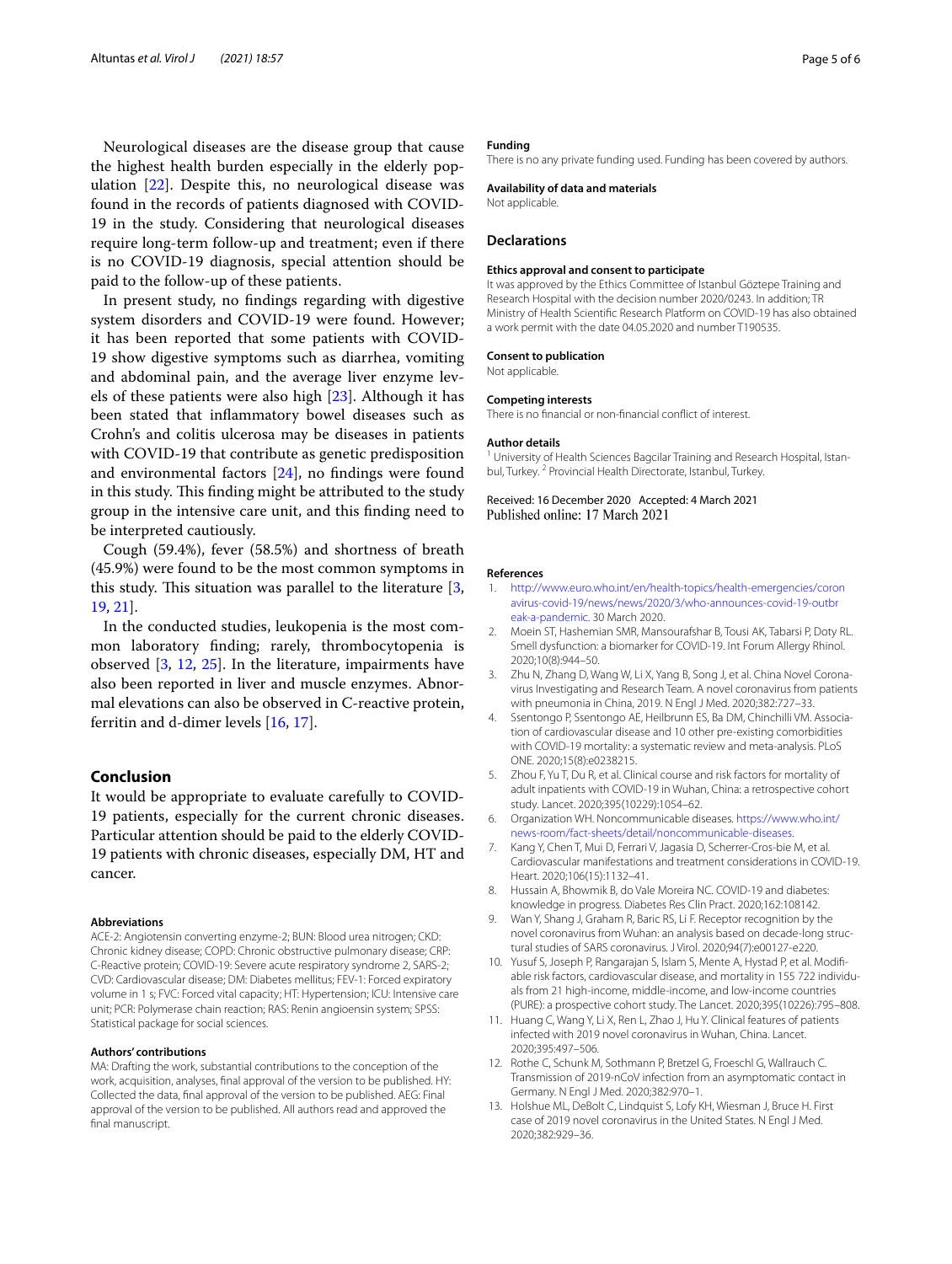Neurological diseases are the disease group that cause the highest health burden especially in the elderly population [22]. Despite this, no neurological disease was found in the records of patients diagnosed with COVID-19 in the study. Considering that neurological diseases require long-term follow-up and treatment; even if there is no COVID-19 diagnosis, special attention should be paid to the follow-up of these patients.

In present study, no findings regarding with digestive system disorders and COVID-19 were found. However; it has been reported that some patients with COVID-19 show digestive symptoms such as diarrhea, vomiting and abdominal pain, and the average liver enzyme levels of these patients were also high [23]. Although it has been stated that inflammatory bowel diseases such as Crohn's and colitis ulcerosa may be diseases in patients with COVID-19 that contribute as genetic predisposition and environmental factors [24], no findings were found in this study. This finding might be attributed to the study group in the intensive care unit, and this finding need to be interpreted cautiously.

Cough (59.4%), fever (58.5%) and shortness of breath (45.9%) were found to be the most common symptoms in this study. This situation was parallel to the literature [3, 19, 21].

In the conducted studies, leukopenia is the most common laboratory finding; rarely, thrombocytopenia is observed [3, 12, 25]. In the literature, impairments have also been reported in liver and muscle enzymes. Abnormal elevations can also be observed in C-reactive protein, ferritin and d-dimer levels [16, 17].

## Conclusion

It would be appropriate to evaluate carefully to COVID-19 patients, especially for the current chronic diseases. Particular attention should be paid to the elderly COVID-19 patients with chronic diseases, especially DM, HT and cancer.

#### Abbreviations

ACE-2: Angiotensin converting enzyme-2; BUN: Blood urea nitrogen; CKD: Chronic kidney disease; COPD: Chronic obstructive pulmonary disease; CRP: C-Reactive protein; COVID-19: Severe acute respiratory syndrome 2, SARS-2; CVD: Cardiovascular disease; DM: Diabetes mellitus; FEV-1: Forced expiratory volume in 1 s; FVC: Forced vital capacity; HT: Hypertension; ICU: Intensive care unit; PCR: Polymerase chain reaction; RAS: Renin angioensin system; SPSS: Statistical package for social sciences.

#### Authors' contributions

MA: Drafting the work, substantial contributions to the conception of the work, acquisition, analyses, final approval of the version to be published. HY: Collected the data, final approval of the version to be published. AEG: Final approval of the version to be published. All authors read and approved the final manuscript.

#### Funding

There is no any private funding used. Funding has been covered by authors.

#### Availability of data and materials

Not applicable.

### Declarations

#### Ethics approval and consent to participate

It was approved by the Ethics Committee of Istanbul Göztepe Training and Research Hospital with the decision number 2020/0243. In addition; TR Ministry of Health Scientific Research Platform on COVID-19 has also obtained a work permit with the date 04.05.2020 and number T190535.

#### Consent to publication

Not applicable.

#### Competing interests

There is no financial or non-financial conflict of interest.

#### Author details

[1] University of Health Sciences Bagcilar Training and Research Hospital, Istanbul, Turkey. [2] Provincial Health Directorate, Istanbul, Turkey.

Received: 16 December 2020 Accepted: 4 March 2021
Published online: 17 March 2021

#### References

1. http://www.euro.who.int/en/health-topics/health-emergencies/coronavirus-covid-19/news/news/2020/3/who-announces-covid-19-outbreak-a-pandemic. 30 March 2020.
2. Moein ST, Hashemian SMR, Mansourafshar B, Tousi AK, Tabarsi P, Doty RL. Smell dysfunction: a biomarker for COVID-19. Int Forum Allergy Rhinol. 2020;10(8):944–50.
3. Zhu N, Zhang D, Wang W, Li X, Yang B, Song J, et al. China Novel Coronavirus Investigating and Research Team. A novel coronavirus from patients with pneumonia in China, 2019. N Engl J Med. 2020;382:727–33.
4. Ssentongo P, Ssentongo AE, Heilbrunn ES, Ba DM, Chinchilli VM. Association of cardiovascular disease and 10 other pre-existing comorbidities with COVID-19 mortality: a systematic review and meta-analysis. PLoS ONE. 2020;15(8):e0238215.
5. Zhou F, Yu T, Du R, et al. Clinical course and risk factors for mortality of adult inpatients with COVID-19 in Wuhan, China: a retrospective cohort study. Lancet. 2020;395(10229):1054–62.
6. Organization WH. Noncommunicable diseases. https://www.who.int/news-room/fact-sheets/detail/noncommunicable-diseases.
7. Kang Y, Chen T, Mui D, Ferrari V, Jagasia D, Scherrer-Cros-bie M, et al. Cardiovascular manifestations and treatment considerations in COVID-19. Heart. 2020;106(15):1132–41.
8. Hussain A, Bhowmik B, do Vale Moreira NC. COVID-19 and diabetes: knowledge in progress. Diabetes Res Clin Pract. 2020;162:108142.
9. Wan Y, Shang J, Graham R, Baric RS, Li F. Receptor recognition by the novel coronavirus from Wuhan: an analysis based on decade-long structural studies of SARS coronavirus. J Virol. 2020;94(7):e00127-e220.
10. Yusuf S, Joseph P, Rangarajan S, Islam S, Mente A, Hystad P, et al. Modifiable risk factors, cardiovascular disease, and mortality in 155 722 individuals from 21 high-income, middle-income, and low-income countries (PURE): a prospective cohort study. The Lancet. 2020;395(10226):795–808.
11. Huang C, Wang Y, Li X, Ren L, Zhao J, Hu Y. Clinical features of patients infected with 2019 novel coronavirus in Wuhan, China. Lancet. 2020;395:497–506.
12. Rothe C, Schunk M, Sothmann P, Bretzel G, Froeschl G, Wallrauch C. Transmission of 2019-nCoV infection from an asymptomatic contact in Germany. N Engl J Med. 2020;382:970–1.
13. Holshue ML, DeBolt C, Lindquist S, Lofy KH, Wiesman J, Bruce H. First case of 2019 novel coronavirus in the United States. N Engl J Med. 2020;382:929–36.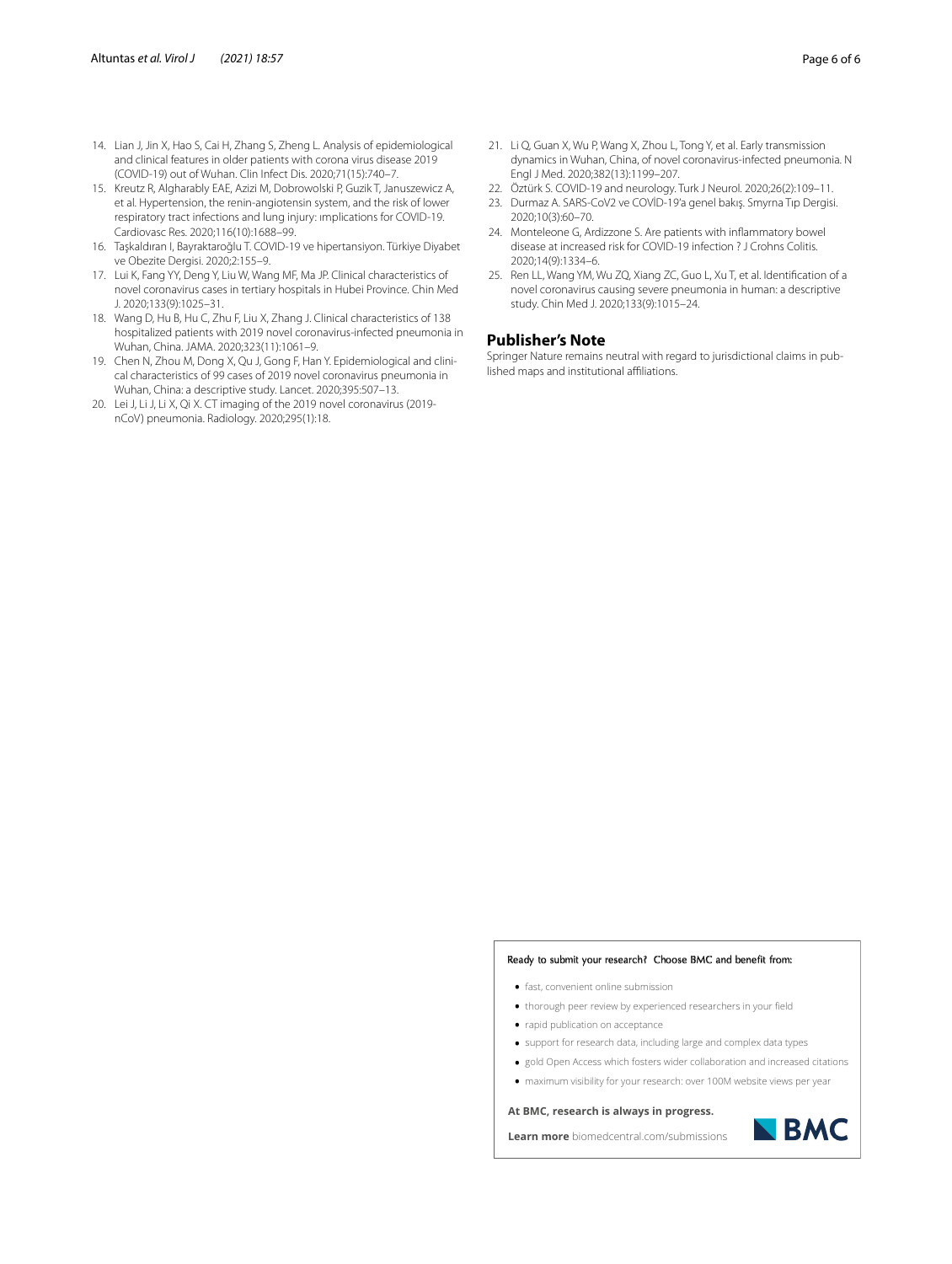14. Lian J, Jin X, Hao S, Cai H, Zhang S, Zheng L. Analysis of epidemiological and clinical features in older patients with corona virus disease 2019 (COVID-19) out of Wuhan. Clin Infect Dis. 2020;71(15):740–7.
15. Kreutz R, Algharably EAE, Azizi M, Dobrowolski P, Guzik T, Januszewicz A, et al. Hypertension, the renin-angiotensin system, and the risk of lower respiratory tract infections and lung injury: ımplications for COVID-19. Cardiovasc Res. 2020;116(10):1688–99.
16. Taşkaldıran I, Bayraktaroğlu T. COVID-19 ve hipertansiyon. Türkiye Diyabet ve Obezite Dergisi. 2020;2:155–9.
17. Lui K, Fang YY, Deng Y, Liu W, Wang MF, Ma JP. Clinical characteristics of novel coronavirus cases in tertiary hospitals in Hubei Province. Chin Med J. 2020;133(9):1025–31.
18. Wang D, Hu B, Hu C, Zhu F, Liu X, Zhang J. Clinical characteristics of 138 hospitalized patients with 2019 novel coronavirus-infected pneumonia in Wuhan, China. JAMA. 2020;323(11):1061–9.
19. Chen N, Zhou M, Dong X, Qu J, Gong F, Han Y. Epidemiological and clinical characteristics of 99 cases of 2019 novel coronavirus pneumonia in Wuhan, China: a descriptive study. Lancet. 2020;395:507–13.
20. Lei J, Li J, Li X, Qi X. CT imaging of the 2019 novel coronavirus (2019-nCoV) pneumonia. Radiology. 2020;295(1):18.
21. Li Q, Guan X, Wu P, Wang X, Zhou L, Tong Y, et al. Early transmission dynamics in Wuhan, China, of novel coronavirus-infected pneumonia. N Engl J Med. 2020;382(13):1199–207.
22. Öztürk S. COVID-19 and neurology. Turk J Neurol. 2020;26(2):109–11.
23. Durmaz A. SARS-CoV2 ve COVİD-19'a genel bakış. Smyrna Tip Dergisi. 2020;10(3):60–70.
24. Monteleone G, Ardizzone S. Are patients with inflammatory bowel disease at increased risk for COVID-19 infection ? J Crohns Colitis. 2020;14(9):1334–6.
25. Ren LL, Wang YM, Wu ZQ, Xiang ZC, Guo L, Xu T, et al. Identification of a novel coronavirus causing severe pneumonia in human: a descriptive study. Chin Med J. 2020;133(9):1015–24.

## Publisher's Note

Springer Nature remains neutral with regard to jurisdictional claims in published maps and institutional affiliations.

Ready to submit your research? Choose BMC and benefit from:

- fast, convenient online submission
- thorough peer review by experienced researchers in your field
- rapid publication on acceptance
- support for research data, including large and complex data types
- gold Open Access which fosters wider collaboration and increased citations
- maximum visibility for your research: over 100M website views per year

**At BMC, research is always in progress.**

**Learn more** biomedcentral.com/submissions

BMC